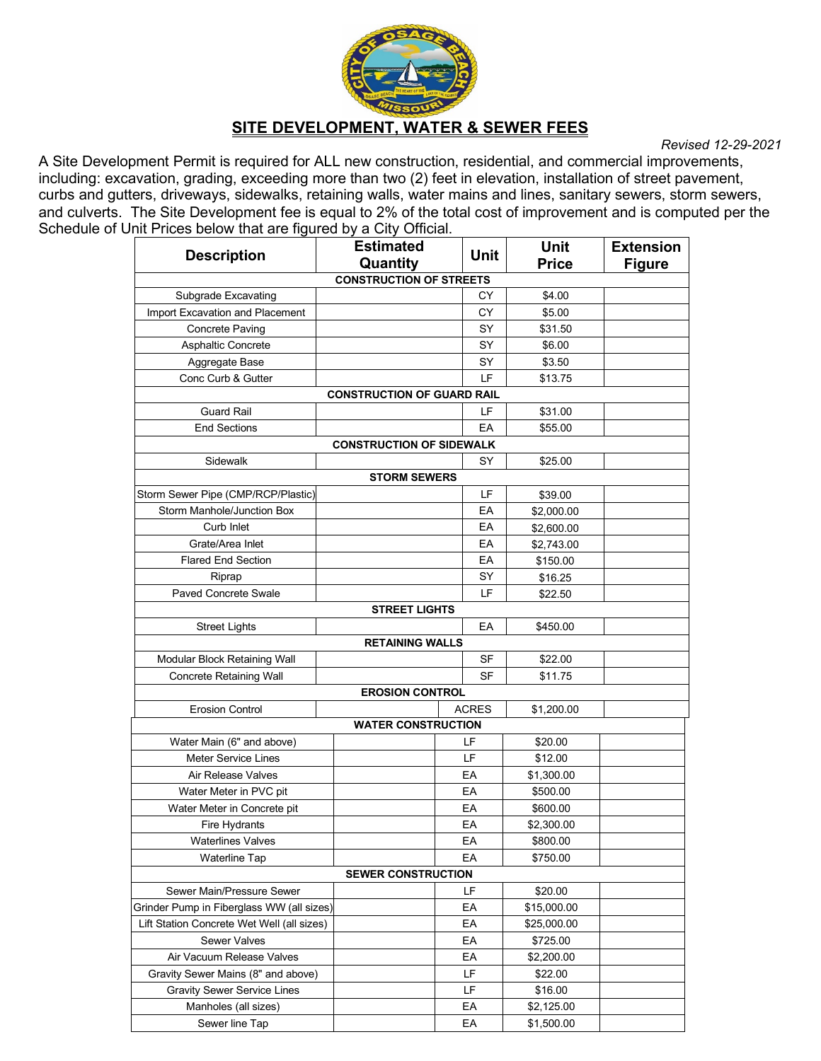# SITE DEVELOPMENT, WATER & SEWER FEES

*Revised 12-29-2021*

A Site Development Permit is required for ALL new construction, residential, and commercial improvements, including: excavation, grading, exceeding more than two (2) feet in elevation, installation of street pavement, curbs and gutters, driveways, sidewalks, retaining walls, water mains and lines, sanitary sewers, storm sewers, and culverts. The Site Development fee is equal to 2% of the total cost of improvement and is computed per the Schedule of Unit Prices below that are figured by a City Official.

| Description | Estimated Quantity | Unit | Unit Price | Extension Figure |
|---|---|---|---|---|
| **CONSTRUCTION OF STREETS** | | | | |
| Subgrade Excavating | | CY | $4.00 | |
| Import Excavation and Placement | | CY | $5.00 | |
| Concrete Paving | | SY | $31.50 | |
| Asphaltic Concrete | | SY | $6.00 | |
| Aggregate Base | | SY | $3.50 | |
| Conc Curb & Gutter | | LF | $13.75 | |
| **CONSTRUCTION OF GUARD RAIL** | | | | |
| Guard Rail | | LF | $31.00 | |
| End Sections | | EA | $55.00 | |
| **CONSTRUCTION OF SIDEWALK** | | | | |
| Sidewalk | | SY | $25.00 | |
| **STORM SEWERS** | | | | |
| Storm Sewer Pipe (CMP/RCP/Plastic) | | LF | $39.00 | |
| Storm Manhole/Junction Box | | EA | $2,000.00 | |
| Curb Inlet | | EA | $2,600.00 | |
| Grate/Area Inlet | | EA | $2,743.00 | |
| Flared End Section | | EA | $150.00 | |
| Riprap | | SY | $16.25 | |
| Paved Concrete Swale | | LF | $22.50 | |
| **STREET LIGHTS** | | | | |
| Street Lights | | EA | $450.00 | |
| **RETAINING WALLS** | | | | |
| Modular Block Retaining Wall | | SF | $22.00 | |
| Concrete Retaining Wall | | SF | $11.75 | |
| **EROSION CONTROL** | | | | |
| Erosion Control | | ACRES | $1,200.00 | |
| **WATER CONSTRUCTION** | | | | |
| Water Main (6" and above) | | LF | $20.00 | |
| Meter Service Lines | | LF | $12.00 | |
| Air Release Valves | | EA | $1,300.00 | |
| Water Meter in PVC pit | | EA | $500.00 | |
| Water Meter in Concrete pit | | EA | $600.00 | |
| Fire Hydrants | | EA | $2,300.00 | |
| Waterlines Valves | | EA | $800.00 | |
| Waterline Tap | | EA | $750.00 | |
| **SEWER CONSTRUCTION** | | | | |
| Sewer Main/Pressure Sewer | | LF | $20.00 | |
| Grinder Pump in Fiberglass WW (all sizes) | | EA | $15,000.00 | |
| Lift Station Concrete Wet Well (all sizes) | | EA | $25,000.00 | |
| Sewer Valves | | EA | $725.00 | |
| Air Vacuum Release Valves | | EA | $2,200.00 | |
| Gravity Sewer Mains (8" and above) | | LF | $22.00 | |
| Gravity Sewer Service Lines | | LF | $16.00 | |
| Manholes (all sizes) | | EA | $2,125.00 | |
| Sewer line Tap | | EA | $1,500.00 | |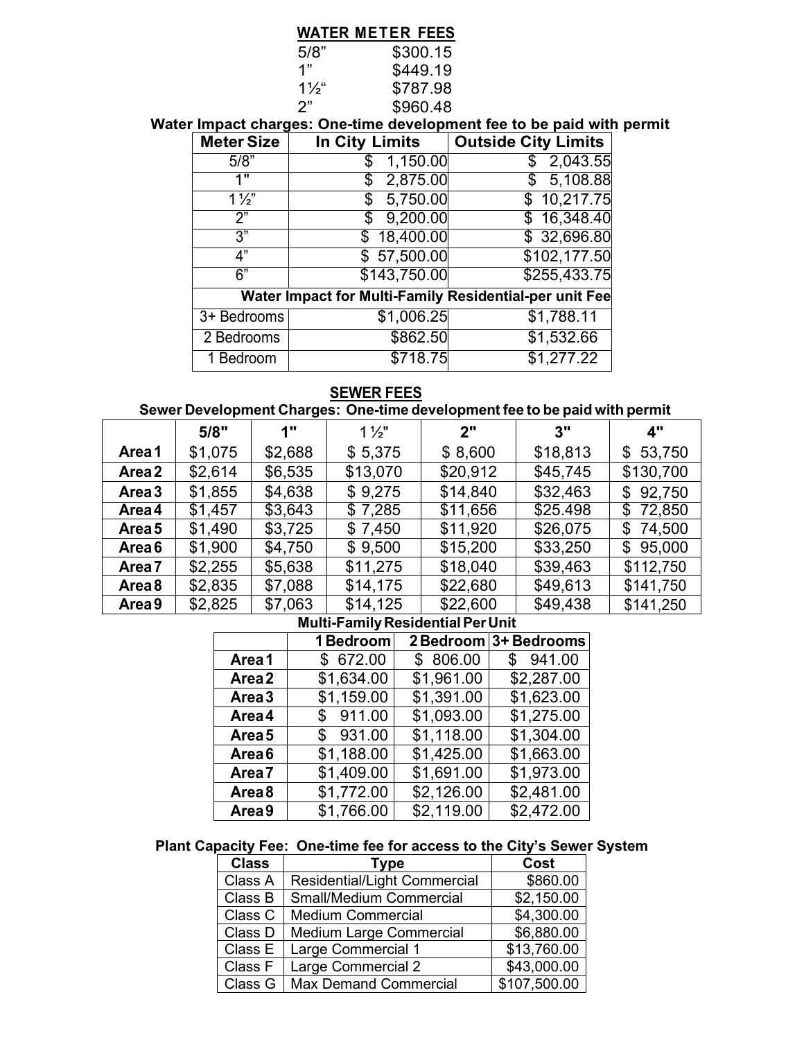## WATER METER FEES

| | |
|---|---|
| 5/8" | $300.15 |
| 1" | $449.19 |
| 1½" | $787.98 |
| 2" | $960.48 |

**Water Impact charges: One-time development fee to be paid with permit**

| Meter Size | In City Limits | Outside City Limits |
|---|---|---|
| 5/8" | $ 1,150.00 | $ 2,043.55 |
| 1" | $ 2,875.00 | $ 5,108.88 |
| 1 ½" | $ 5,750.00 | $ 10,217.75 |
| 2" | $ 9,200.00 | $ 16,348.40 |
| 3" | $ 18,400.00 | $ 32,696.80 |
| 4" | $ 57,500.00 | $102,177.50 |
| 6" | $143,750.00 | $255,433.75 |
| **Water Impact for Multi-Family Residential-per unit Fee** | | |
| 3+ Bedrooms | $1,006.25 | $1,788.11 |
| 2 Bedrooms | $862.50 | $1,532.66 |
| 1 Bedroom | $718.75 | $1,277.22 |

## SEWER FEES

**Sewer Development Charges: One-time development fee to be paid with permit**

| | 5/8" | 1" | 1 ½" | 2" | 3" | 4" |
|---|---|---|---|---|---|---|
| **Area 1** | $1,075 | $2,688 | $ 5,375 | $ 8,600 | $18,813 | $ 53,750 |
| **Area 2** | $2,614 | $6,535 | $13,070 | $20,912 | $45,745 | $130,700 |
| **Area 3** | $1,855 | $4,638 | $ 9,275 | $14,840 | $32,463 | $ 92,750 |
| **Area 4** | $1,457 | $3,643 | $ 7,285 | $11,656 | $25.498 | $ 72,850 |
| **Area 5** | $1,490 | $3,725 | $ 7,450 | $11,920 | $26,075 | $ 74,500 |
| **Area 6** | $1,900 | $4,750 | $ 9,500 | $15,200 | $33,250 | $ 95,000 |
| **Area 7** | $2,255 | $5,638 | $11,275 | $18,040 | $39,463 | $112,750 |
| **Area 8** | $2,835 | $7,088 | $14,175 | $22,680 | $49,613 | $141,750 |
| **Area 9** | $2,825 | $7,063 | $14,125 | $22,600 | $49,438 | $141,250 |

**Multi-Family Residential Per Unit**

| | 1 Bedroom | 2 Bedroom | 3+ Bedrooms |
|---|---|---|---|
| **Area 1** | $ 672.00 | $ 806.00 | $ 941.00 |
| **Area 2** | $1,634.00 | $1,961.00 | $2,287.00 |
| **Area 3** | $1,159.00 | $1,391.00 | $1,623.00 |
| **Area 4** | $ 911.00 | $1,093.00 | $1,275.00 |
| **Area 5** | $ 931.00 | $1,118.00 | $1,304.00 |
| **Area 6** | $1,188.00 | $1,425.00 | $1,663.00 |
| **Area 7** | $1,409.00 | $1,691.00 | $1,973.00 |
| **Area 8** | $1,772.00 | $2,126.00 | $2,481.00 |
| **Area 9** | $1,766.00 | $2,119.00 | $2,472.00 |

**Plant Capacity Fee: One-time fee for access to the City's Sewer System**

| Class | Type | Cost |
|---|---|---|
| Class A | Residential/Light Commercial | $860.00 |
| Class B | Small/Medium Commercial | $2,150.00 |
| Class C | Medium Commercial | $4,300.00 |
| Class D | Medium Large Commercial | $6,880.00 |
| Class E | Large Commercial 1 | $13,760.00 |
| Class F | Large Commercial 2 | $43,000.00 |
| Class G | Max Demand Commercial | $107,500.00 |